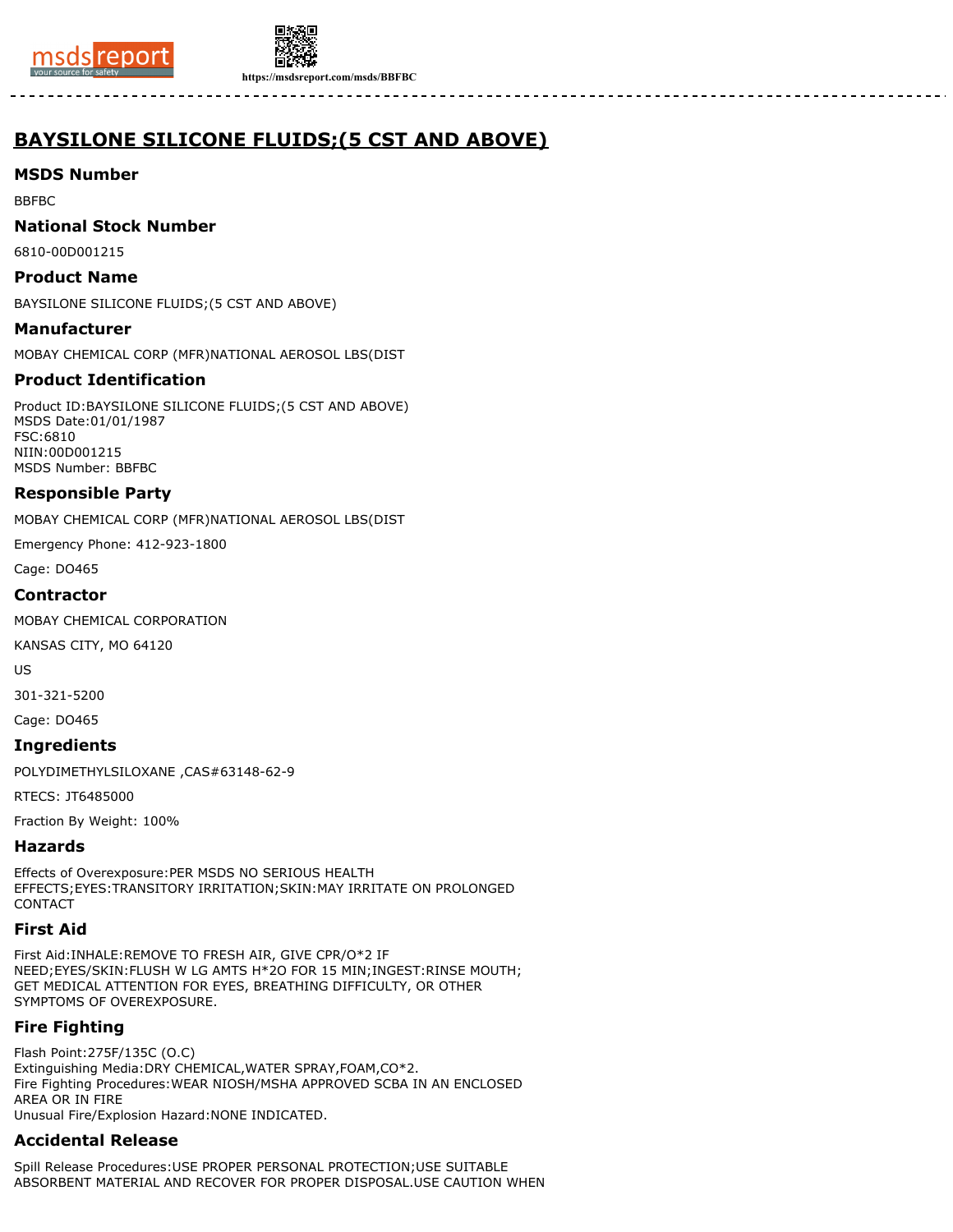# BAYSILONE SILICONE FLUIDS;(5 CST AND ABOVE)

## MSDS Number

BBFBC

## National Stock Number

6810-00D001215

## Product Name

BAYSILONE SILICONE FLUIDS;(5 CST AND ABOVE)

## Manufacturer

MOBAY CHEMICAL CORP (MFR)NATIONAL AEROSOL LBS(DIST

## Product Identification

Product ID:BAYSILONE SILICONE FLUIDS;(5 CST AND ABOVE)
MSDS Date:01/01/1987
FSC:6810
NIIN:00D001215
MSDS Number: BBFBC

## Responsible Party

MOBAY CHEMICAL CORP (MFR)NATIONAL AEROSOL LBS(DIST

Emergency Phone: 412-923-1800

Cage: DO465

## Contractor

MOBAY CHEMICAL CORPORATION

KANSAS CITY, MO 64120

US

301-321-5200

Cage: DO465

## Ingredients

POLYDIMETHYLSILOXANE ,CAS#63148-62-9

RTECS: JT6485000

Fraction By Weight: 100%

## Hazards

Effects of Overexposure:PER MSDS NO SERIOUS HEALTH EFFECTS;EYES:TRANSITORY IRRITATION;SKIN:MAY IRRITATE ON PROLONGED CONTACT

## First Aid

First Aid:INHALE:REMOVE TO FRESH AIR, GIVE CPR/O*2 IF NEED;EYES/SKIN:FLUSH W LG AMTS H*2O FOR 15 MIN;INGEST:RINSE MOUTH; GET MEDICAL ATTENTION FOR EYES, BREATHING DIFFICULTY, OR OTHER SYMPTOMS OF OVEREXPOSURE.

## Fire Fighting

Flash Point:275F/135C (O.C)
Extinguishing Media:DRY CHEMICAL,WATER SPRAY,FOAM,CO*2.
Fire Fighting Procedures:WEAR NIOSH/MSHA APPROVED SCBA IN AN ENCLOSED AREA OR IN FIRE
Unusual Fire/Explosion Hazard:NONE INDICATED.

## Accidental Release

Spill Release Procedures:USE PROPER PERSONAL PROTECTION;USE SUITABLE ABSORBENT MATERIAL AND RECOVER FOR PROPER DISPOSAL.USE CAUTION WHEN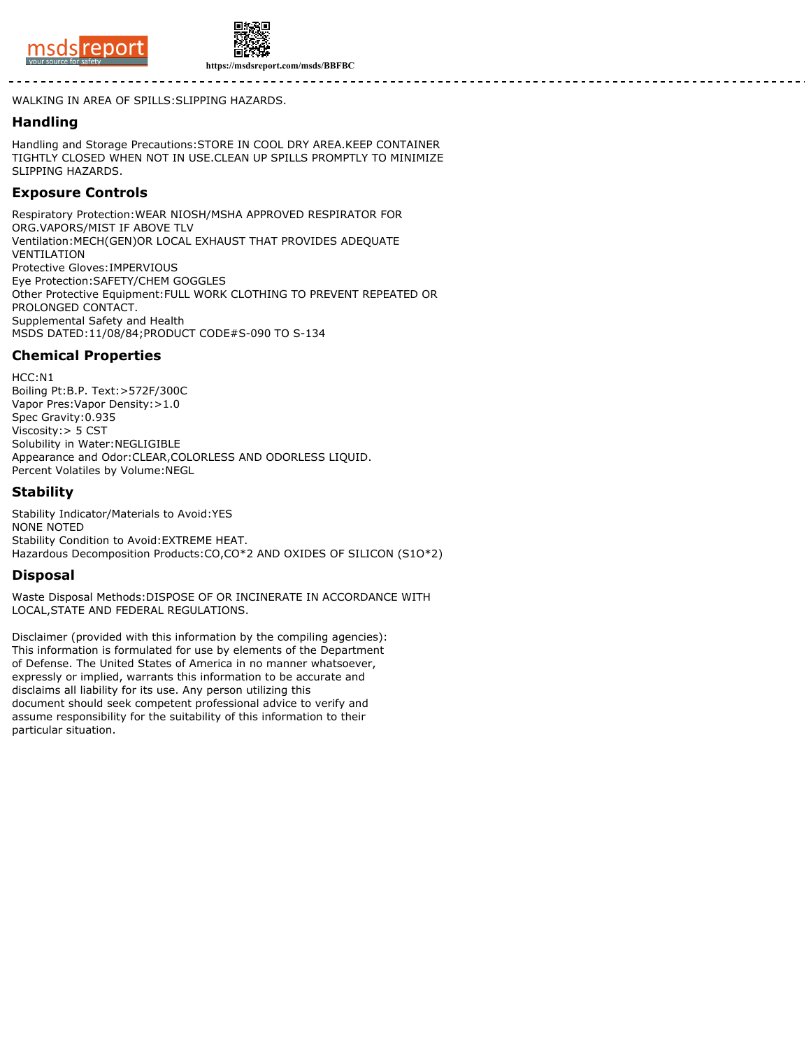WALKING IN AREA OF SPILLS:SLIPPING HAZARDS.

## Handling

Handling and Storage Precautions:STORE IN COOL DRY AREA.KEEP CONTAINER TIGHTLY CLOSED WHEN NOT IN USE.CLEAN UP SPILLS PROMPTLY TO MINIMIZE SLIPPING HAZARDS.

## Exposure Controls

Respiratory Protection:WEAR NIOSH/MSHA APPROVED RESPIRATOR FOR ORG.VAPORS/MIST IF ABOVE TLV
Ventilation:MECH(GEN)OR LOCAL EXHAUST THAT PROVIDES ADEQUATE VENTILATION
Protective Gloves:IMPERVIOUS
Eye Protection:SAFETY/CHEM GOGGLES
Other Protective Equipment:FULL WORK CLOTHING TO PREVENT REPEATED OR PROLONGED CONTACT.
Supplemental Safety and Health
MSDS DATED:11/08/84;PRODUCT CODE#S-090 TO S-134

## Chemical Properties

HCC:N1
Boiling Pt:B.P. Text:>572F/300C
Vapor Pres:Vapor Density:>1.0
Spec Gravity:0.935
Viscosity:> 5 CST
Solubility in Water:NEGLIGIBLE
Appearance and Odor:CLEAR,COLORLESS AND ODORLESS LIQUID.
Percent Volatiles by Volume:NEGL

## Stability

Stability Indicator/Materials to Avoid:YES
NONE NOTED
Stability Condition to Avoid:EXTREME HEAT.
Hazardous Decomposition Products:CO,CO*2 AND OXIDES OF SILICON (S1O*2)

## Disposal

Waste Disposal Methods:DISPOSE OF OR INCINERATE IN ACCORDANCE WITH LOCAL,STATE AND FEDERAL REGULATIONS.

Disclaimer (provided with this information by the compiling agencies): This information is formulated for use by elements of the Department of Defense. The United States of America in no manner whatsoever, expressly or implied, warrants this information to be accurate and disclaims all liability for its use. Any person utilizing this document should seek competent professional advice to verify and assume responsibility for the suitability of this information to their particular situation.